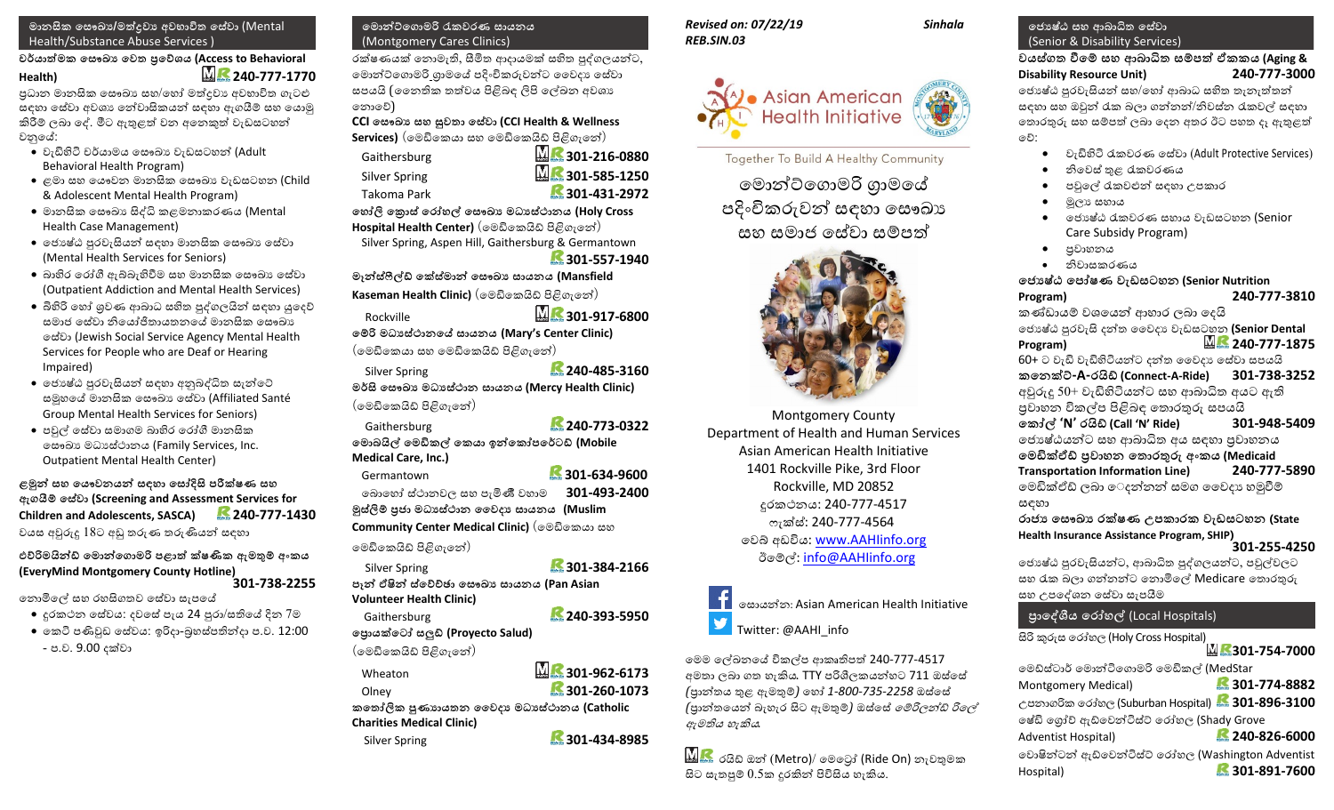## මානසික සෞඛ්‍ය/මත්ද්‍රව්‍ය අවභාවිත සේවා (Mental Health/Substance Abuse Services )

**චර්යාත්මක සෞඛ්‍ය වෙත ප්‍රවේශය (Access to Behavioral Health)** 240-777-1770

ප්‍රධාන මානසික සෞඛ්‍ය සහ/හෝ මත්ද්‍රව්‍ය අවභාවිත ගැටළු සඳහා සේවා අවශ්‍ය නේවාසිකයන් සඳහා ඇගයීම් සහ යොමු කිරීම් ලබා දේ. මීට ඇතුළත් වන අනෙකුත් වැඩසටහන් වනුයේ:

- වැඩිහිටි චර්යාමය සෞඛ්‍ය වැඩසටහන් (Adult Behavioral Health Program)
- ළමා සහ යෞවන මානසික සෞඛ්‍ය වැඩසටහන (Child & Adolescent Mental Health Program)
- මානසික සෞඛ්‍ය සිද්ධි කළමනාකරණය (Mental Health Case Management)
- ජ්‍යෙෂ්ඨ පුරවැසියන් සඳහා මානසික සෞඛ්‍ය සේවා (Mental Health Services for Seniors)
- බාහිර රෝගී ඇබ්බැහිවීම සහ මානසික සෞඛ්‍ය සේවා (Outpatient Addiction and Mental Health Services)
- බිහිරි හෝ ශ්‍රවණ ආබාධ සහිත පුද්ගලයින් සඳහා යුදෙව් සමාජ සේවා නියෝජිතායතනයේ මානසික සෞඛ්‍ය සේවා (Jewish Social Service Agency Mental Health Services for People who are Deaf or Hearing Impaired)
- ජ්‍යෙෂ්ඨ පුරවැසියන් සඳහා අනුබද්ධිත සැන්ටේ සමූහයේ මානසික සෞඛ්‍ය සේවා (Affiliated Santé Group Mental Health Services for Seniors)
- පවුල් සේවා සමාගම බාහිර රෝගී මානසික සෞඛ්‍ය මධ්‍යස්ථානය (Family Services, Inc. Outpatient Mental Health Center)

**ළමුන් සහ යෞවනයන් සඳහා සෝදිසි පරීක්ෂණ සහ ඇගයීම් සේවා (Screening and Assessment Services for Children and Adolescents, SASCA)** 240-777-1430

වයස අවුරුදු 18ට අඩු තරුණ තරුණියන් සඳහා

**එව්රිමයින්ඩ් මොන්ට්ගොමරි පළාත් ක්ෂණික ඇමතුම් අංකය (EveryMind Montgomery County Hotline)** 301-738-2255

නොමිලේ සහ රහසිගතව සේවා සැපයේ

- දුරකථන සේවය: දවසේ පැය 24 පුරා/සතියේ දින 7ම
- කෙටි පණිවුඩ සේවය: ඉරිදා-බ්‍රහස්පතින්දා ප.ව. 12:00 - ප.ව. 9.00 දක්වා

## මොන්ට්ගොමරි රැකවරණ සායනය (Montgomery Cares Clinics)

රක්ෂණයක් නොමැති, සීමිත ආදායමක් සහිත පුද්ගලයන්ට, මොන්ට්ගොමරි ග්‍රාමයේ පදිංචිකරුවන්ට වෛද්‍ය සේවා සපයයි (නෛතික තත්වය පිළිබඳ ලිපි ලේඛන අවශ්‍ය නොවේ)

**CCI සෞඛ්‍ය සහ සුවතා සේවා (CCI Health & Wellness Services)** (මෙඩිකෙයා සහ මෙඩිකෙයිඩ් පිළිගැනේ)

| | |
|---|---|
| Gaithersburg | 301-216-0880 |
| Silver Spring | 301-585-1250 |
| Takoma Park | 301-431-2972 |

**හෝලි ක්‍රොස් රෝහල් සෞඛ්‍ය මධ්‍යස්ථානය (Holy Cross Hospital Health Center)** (මෙඩිකෙයිඩ් පිළිගැනේ)

Silver Spring, Aspen Hill, Gaithersburg & Germantown 301-557-1940

**මැන්ස්ෆීල්ඩ් කේස්මාන් සෞඛ්‍ය සායනය (Mansfield Kaseman Health Clinic)** (මෙඩිකෙයිඩ් පිළිගැනේ)

Rockville 301-917-6800

**මේරි මධ්‍යස්ථානයේ සායනය (Mary's Center Clinic)** (මෙඩිකෙයා සහ මෙඩිකෙයිඩ් පිළිගැනේ)

Silver Spring 240-485-3160

**මර්සි සෞඛ්‍ය මධ්‍යස්ථාන සායනය (Mercy Health Clinic)** (මෙඩිකෙයිඩ් පිළිගැනේ)

Gaithersburg 240-773-0322

**මොබයිල් මෙඩිකල් කෙයා ඉන්කෝපරේටඩ් (Mobile Medical Care, Inc.)**

Germantown 301-634-9600

බොහෝ ස්ථානවල සහ පැමිණී විගම 301-493-2400

**මුස්ලිම් ප්‍රජා මධ්‍යස්ථාන වෛද්‍ය සායනය (Muslim Community Center Medical Clinic)** (මෙඩිකෙයා සහ මෙඩිකෙයිඩ් පිළිගැනේ)

Silver Spring 301-384-2166

**පෑන් ඒෂන් ස්වේච්ඡා සෞඛ්‍ය සායනය (Pan Asian Volunteer Health Clinic)**

Gaithersburg 240-393-5950

**ප්‍රොයෙක්ටෝ සලුඩ් (Proyecto Salud)** (මෙඩිකෙයිඩ් පිළිගැනේ)

| | |
|---|---|
| Wheaton | 301-962-6173 |
| Olney | 301-260-1073 |

**කතෝලික පුණ්‍යායතන වෛද්‍ය මධ්‍යස්ථානය (Catholic Charities Medical Clinic)**

Silver Spring 301-434-8985

*Revised on: 07/22/19* *Sinhala*

*REB.SIN.03*

Asian American Health Initiative

Together To Build A Healthy Community

# මොන්ට්ගොමරි ග්‍රාමයේ පදිංචිකරුවන් සඳහා සෞඛ්‍ය සහ සමාජ සේවා සම්පත්

Montgomery County
Department of Health and Human Services
Asian American Health Initiative
1401 Rockville Pike, 3rd Floor
Rockville, MD 20852
දුරකථනය: 240-777-4517
ෆැක්ස්: 240-777-4564
වෙබ් අඩවිය: www.AAHIinfo.org
ඊමේල්: info@AAHIinfo.org

සොයන්න: Asian American Health Initiative

Twitter: @AAHI_info

මෙම ලේඛනයේ විකල්ප ආකෘතිපත් 240-777-4517 අමතා ලබා ගත හැකිය. TTY පරිශීලකයන්හට 711 ඔස්සේ *(ප්‍රාන්තය තුළ ඇමතුම්)* හෝ *1-800-735-2258* ඔස්සේ *(ප්‍රාන්තයෙන් බැහැර සිට ඇමතුම්) ඔස්සේ මේරිලන්ඩ් රිලේ ඇමතිය හැකිය.*

රයිඩ් ඔන් (Metro)/ මෙට්‍රෝ (Ride On) නැවතුමක සිට සැතපුම් 0.5ක දුරකින් පිහිටිය හැකිය.

## ජ්‍යෙෂ්ඨ සහ ආබාධිත සේවා (Senior & Disability Services)

**වයස්ගත වීමේ සහ ආබාධිත සම්පත් ඒකකය (Aging & Disability Resource Unit)** 240-777-3000

ජ්‍යෙෂ්ඨ පුරවැසියන් සහ/හෝ ආබාධ සහිත තැනැත්තන් සඳහා සහ ඔවුන් රැක බලා ගන්නන්/නිවසන රැකවල් සඳහා තොරතුරු සහ සම්පත් ලබා දෙන අතර ඊට පහත දෑ ඇතුළත් වේ:

- වැඩිහිටි රැකවරණ සේවා (Adult Protective Services)
- නිවෙස් තුළ රැකවරණය
- පවුලේ රැකවළුන් සඳහා උපකාර
- මූල්‍ය සහාය
- ජ්‍යෙෂ්ඨ රැකවරණ සහාය වැඩසටහන (Senior Care Subsidy Program)
- ප්‍රවාහනය
- නිවාසකරණය

**ජ්‍යෙෂ්ඨ පෝෂණ වැඩසටහන (Senior Nutrition Program)** 240-777-3810

කණ්ඩායම් වශයෙන් ආහාර ලබා දෙයි

ජ්‍යෙෂ්ඨ පුරවැසි දන්ත වෛද්‍ය වැඩසටහන **(Senior Dental Program)** 240-777-1875

60+ ට වැඩි වැඩිහිටියන්ට දන්ත වෛද්‍ය සේවා සපයයි

**කනෙක්ට්-A-රයිඩ් (Connect-A-Ride)** 301-738-3252

අවුරුදු 50+ වැඩිහිටියන්ට සහ ආබාධිත අයට ඇති ප්‍රවාහන විකල්ප පිළිබඳ තොරතුරු සපයයි

**කෝල් 'N' රයිඩ් (Call 'N' Ride)** 301-948-5409

ජ්‍යෙෂ්ඨයන්ට සහ ආබාධිත අය සඳහා ප්‍රවාහනය

**මෙඩිකේඩ් ප්‍රවාහන තොරතුරු අංකය (Medicaid Transportation Information Line)** 240-777-5890

මෙඩිකේඩ් ලබා ෙදන්නන් සමග වෛද්‍ය හමුවීම් සඳහා

**රාජ්‍ය සෞඛ්‍ය රක්ෂණ උපකාරක වැඩසටහන (State Health Insurance Assistance Program, SHIP)** 301-255-4250

ජ්‍යෙෂ්ඨ පුරවැසියන්ට, ආබාධිත පුද්ගලයන්ට, පවුල්වලට සහ රැක බලා ගන්නන්ට නොමිලේ Medicare තොරතුරු සහ උපදේශන සේවා සැපයීම

## ප්‍රාදේශීය රෝහල් (Local Hospitals)

| | |
|---|---|
| හිලි කුරුස රෝහල (Holy Cross Hospital) | 301-754-7000 |
| මෙඩ්ස්ටාර් මොන්ට්ගොමරි මෙඩිකල් (MedStar Montgomery Medical) | 301-774-8882 |
| උපනාගරික රෝහල (Suburban Hospital) | 301-896-3100 |
| ෂේඩි ග්‍රෝව් ඇඩ්වෙන්ටිස්ට් රෝහල (Shady Grove Adventist Hospital) | 240-826-6000 |
| වොෂින්ටන් ඇඩ්වෙන්ටිස්ට් රෝහල (Washington Adventist Hospital) | 301-891-7600 |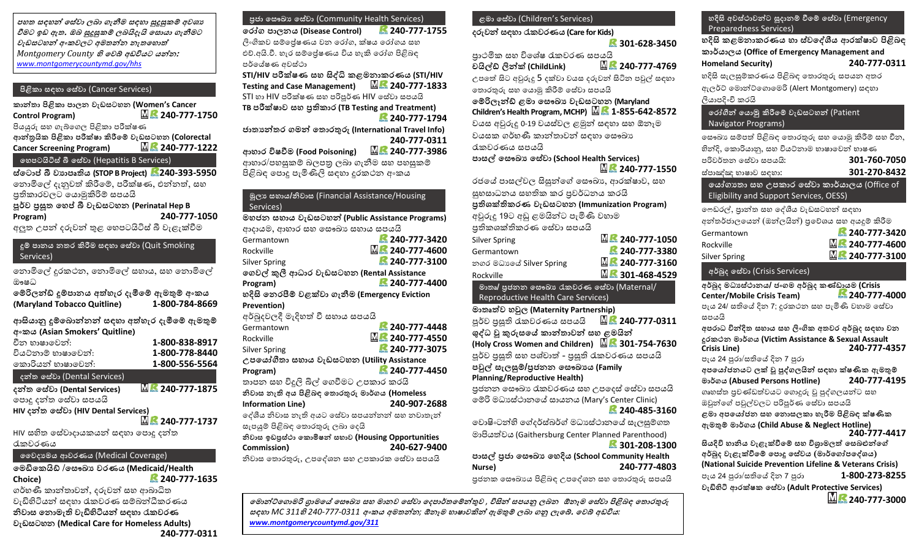*පහත සඳහන් සේවා ලබා ගැනීම සඳහා සුදුසුකම් අවශ්‍ය විය හැක. ඔබ සුදුසුකම් ලබයිදැයි සොයා ගැනීමට වැඩසටහන් අංකවලට අමතන්න නැතහොත් Montgomery County හි වෙබ් අඩවියට යන්න: www.montgomerycountymd.gov/hhs*

## පිළිකා සඳහා සේවා (Cancer Services)

**කාන්තා පිළිකා පාලන වැඩසටහන (Women's Cancer Control Program)** 240-777-1750
පියයුරු සහ ගැබ්ගෙල පිළිකා පරීක්ෂණ

**ආන්ත්‍රයික පිළිකා පරීක්ෂා කිරීමේ වැඩසටහන (Colorectal Cancer Screening Program)** 240-777-1222

## හෙපටයිටිස් බී සේවා (Hepatitis B Services)

**ස්ටොප් බී ව්‍යාපෘතිය (STOP B Project)** 240-393-5950
නොමිලේ දැනුවත් කිරීමේ, පරීක්ෂණ, එන්නත්, සහ ප්‍රතිකාරවලට යොමුකිරීම් සපයයි

**පූර්ව ප්‍රසූත හෙප් බී වැඩසටහන (Perinatal Hep B Program)** 240-777-1050
අලුත උපන් දරුවන් තුළ හෙපටයිටිස් බී වැළැක්වීම

## දුම් පානය නතර කිරීම සඳහා සේවා (Quit Smoking Services)

නොමිලේ දුරකථන, නොමිලේ සහාය, සහ නොමිලේ ඖෂධ

**මේරිලන්ඩ් දුම්පානය අත්හැර දැමීමේ ඇමතුම් අංකය (Maryland Tobacco Quitline)** 1-800-784-8669

**ආසියානු දුම්බොන්නන් සඳහා අත්හැර දැමීමේ ඇමතුම් අංකය (Asian Smokers' Quitline)**
චීන භාෂාවෙන්: 1-800-838-8917
වියට්නාම භාෂාවෙන්: 1-800-778-8440
කොරියන් භාෂාවෙන්: 1-800-556-5564

## දන්ත සේවා (Dental Services)

**දන්ත සේවා (Dental Services)** 240-777-1875
පොදු දන්ත සේවා සපයයි

**HIV දන්ත සේවා (HIV Dental Services)** 240-777-1737
HIV සහිත සේවාදායකයන් සඳහා පොදු දන්ත රැකවරණය

## වෛද්‍යමය ආවරණය (Medical Coverage)

**මෙඩිකෙයිඩ් /සෞඛ්‍ය වරණය (Medicaid/Health Choice)** 240-777-1635
ගර්භණී කාන්තාවන්, දරුවන් සහ ආබාධිත වැඩිහිටියන් සඳහා රැකවරණ සම්බන්ධීකරණය

**නිවාස නොමැති වැඩිහිටියන් සඳහා රැකවරණ වැඩසටහන (Medical Care for Homeless Adults)** 240-777-0311

## ප්‍රජා සෞඛ්‍ය සේවා (Community Health Services)

**රෝග පාලනය (Disease Control)** 240-777-1755
ලිංගිකව සම්ප්‍රේෂණය වන රෝග, ක්ෂය රෝගය සහ එච්.අයි.වී. හැර සම්ප්‍රේෂණය විය හැකි රෝග පිළිබඳ පරීක්ෂණ අවස්ථා

**STI/HIV පරීක්ෂණ සහ සිද්ධි කළමනාකරණය (STI/HIV Testing and Case Management)** 240-777-1833
STI හා HIV පරීක්ෂණ සහ පරිපූර්ණ HIV සේවා සපයයි

**TB පරීක්ෂාව සහ ප්‍රතිකාර (TB Testing and Treatment)** 240-777-1794

**ජාත්‍යන්තර ගමන් තොරතුරු (International Travel Info)** 240-777-0311

**ආහාර විෂවීම (Food Poisoning)** 240-777-3986
ආහාර/පහසුකම් බලපත්‍ර ලබා ගැනීම සහ පහසුකම් පිළිබඳ පොදු පැමිණිලි සඳහා දුරකථන අංකය

## මූල්‍ය සහාය/නිවාස (Financial Assistance/Housing Services)

**මහජන සහාය වැඩසටහන් (Public Assistance Programs)**
ආදායම, ආහාර සහ සෞඛ්‍ය සහාය සපයයි
Germantown 240-777-3420
Rockville 240-777-4600
Silver Spring 240-777-3100

**ගෙවල් කුලී ආධාර වැඩසටහන (Rental Assistance Program)** 240-777-4400

**හදිසි නෙරපීම් වළක්වා ගැනීම (Emergency Eviction Prevention)**
අර්බුදයේදී මුදලින් වූ සහාය සපයයි
Germantown 240-777-4448
Rockville 240-777-4550
Silver Spring 240-777-3075

**උපයෝගීතා සහාය වැඩසටහන (Utility Assistance Program)** 240-777-4450
තාපන සහ විදුලි බිල් ගෙවීමට උපකාර කරයි

**නිවාස නැති අය පිළිබඳ තොරතුරු මාර්ගය (Homeless Information Line)** 240-907-2688
දේශීය නිවාස නැති අයට සේවා සපයන්නන් සහ නවාතැන් සැපයුම පිළිබඳ තොරතුරු ලබා දෙයි

**නිවාස ඉඩප්‍රස්ථා කොමිෂන් සභාව (Housing Opportunities Commission)** 240-627-9400
නිවාස තොරතුරු, උපදේශන සහ උපකාරක සේවා සපයයි

## ළමා සේවා (Children's Services)

**දරුවන් සඳහා රැකවරණය (Care for Kids)** 301-628-3450
ප්‍රාථමික සහ විශේෂ රැකවරණය සපයයි

**චයිල්ඩ් ලින්ක් (ChildLink)** 240-777-4769
උපතේ සිට අවුරුදු 5 දක්වා වයස දරුවන් සිටින පවුල් සඳහා තොරතුරු සහ යොමු කිරීම් සේවා සපයයි

**මේරිලැන්ඩ් ළමා සෞඛ්‍ය වැඩසටහන (Maryland Children's Health Program, MCHP)** 1-855-642-8572
වයස අවුරුදු 0-19 වයස්වල ළමුන් සඳහා සහ ඕනෑම වයසක ගර්භණී කාන්තාවන් සඳහා සෞඛ්‍ය රැකවරණය සපයයි

**පාසල් සෞඛ්‍ය සේවා (School Health Services)** 240-777-1550
රජයේ පාසල්වල සිසුන්ගේ සෞඛ්‍ය, ආරක්ෂාව, සහ සුභසාධනය සහතික කර ප්‍රවර්ධනය කරයි

**ප්‍රතිශක්තිකරණ වැඩසටහන (Immunization Program)**
අවුරුදු 19ට අඩු ළමයින්ට පැමිණි විගස ප්‍රතිශක්තිකරණ සේවා සපයයි
Silver Spring 240-777-1050
Germantown 240-777-3380
නගර මධ්‍යයේ Silver Spring 240-777-3160
Rockville 301-468-4529

## මාතෘ/ ප්‍රජනන සෞඛ්‍ය රැකවරණ සේවා (Maternal/ Reproductive Health Care Services)

**මාතෘත්ව හවුල (Maternity Partnership)**
පූර්ව ප්‍රසූති රැකවරණය සපයයි 240-777-0311

**ශුද්ධ වූ කුරුසයේ කාන්තාවන් සහ ළමයින් (Holy Cross Women and Children)** 301-754-7630
පූර්ව ප්‍රසූති සහ පශ්චාත් - ප්‍රසූති රැකවරණය සපයයි

**පවුල් සැලසුම්/ප්‍රජනන සෞඛ්‍යය (Family Planning/Reproductive Health)**
ප්‍රජනන සෞඛ්‍ය රැකවරණය සහ උපදෙස් සේවා සපයයි
මේරි මධ්‍යස්ථානයේ සායනය (Mary's Center Clinic) 240-485-3160
ගෙයිතර්ස්බර්ග් මධ්‍යස්ථානයේ සැලසුම්ගත මාපියත්වය (Gaithersburg Center Planned Parenthood) 301-208-1300

**පාසල් ප්‍රජා සෞඛ්‍ය හෙදිය (School Community Health Nurse)** 240-777-4803
ප්‍රජනක සෞඛ්‍යය පිළිබඳ උපදේශන සහ තොරතුරු සපයයි

## හදිසි අවස්ථාවන්ට සූදානම් වීමේ සේවා (Emergency Preparedness Services)

**හදිසි කළමනාකරණය හා ස්වදේශීය ආරක්ෂාව පිළිබඳ කාර්යාලය (Office of Emergency Management and Homeland Security)** 240-777-0311
හදිසි සැලසුම්කරණය පිළිබඳ තොරතුරු සපයන අතර ඇලර්ට් මොන්ට්ගොමෙරි (Alert Montgomery) සඳහා ලියාපදිංචි කරයි

## රෝගීන් යොමු කිරීමේ වැඩසටහන් (Patient Navigator Programs)

සෞඛ්‍ය සම්පත් පිළිබඳ තොරතුරු සහ යොමු කිරීම් සහ චීන, හින්දි, කොරියානු, සහ වියට්නාම භාෂාවෙන් භාෂණ පරිවර්තන සේවා සපයයි: 301-760-7050
ස්පාඤ්ඤ භාෂාව සඳහා: 301-270-8432

## යෝග්‍යතා සහ උපකාර සේවා කාර්යාලය (Office of Eligibility and Support Services, OESS)

ෆෙඩරල්, ප්‍රාන්ත සහ දේශීය වැඩසටහන් සඳහා අන්තර්ජාලයෙන් (ඔන්ලයින්) ප්‍රවේශය සහ අයදුම් කිරීම
Germantown 240-777-3420
Rockville 240-777-4600
Silver Spring 240-777-3100

## අර්බුද සේවා (Crisis Services)

**අර්බුද මධ්‍යස්ථානය/ ජංගම අර්බුද කණ්ඩායම (Crisis Center/Mobile Crisis Team)** 240-777-4000
පැය 24/ සතියේ දින 7; දුරකථන සහ පැමිණි විගස සේවා සපයයි

**අපරාධ වින්දිත සහාය සහ ලිංගික අතවර අර්බුද සඳහා වන දුරකථන මාර්ගය (Victim Assistance & Sexual Assault Crisis Line)** 240-777-4357
පැය 24 පුරා/සතියේ දින 7 පුරා

**අපයෝජනයට ලක් වූ පුද්ගලයින් සඳහා ක්ෂණික ඇමතුම් මාර්ගය (Abused Persons Hotline)** 240-777-4195
ගෘහස්ථ ප්‍රචණ්ඩත්වයට ගොදුරු වූ පුද්ගලයන්ට සහ ඔවුන්ගේ පවුල්වලට පරිපූර්ණ සේවා සපයයි

**ළමා අපයෝජන සහ නොසලකා හැරීම පිළිබඳ ක්ෂණික ඇමතුම් මාර්ගය (Child Abuse & Neglect Hotline)** 240-777-4417

**සියදිවි නසාගැනීම වැළැක්වීමේ සහ විශ්‍රාමලත් සෙබළුන්ගේ අර්බුද වැළැක්වීමේ පොදු සේවය (මාර්ගෝපදේශය) (National Suicide Prevention Lifeline & Veterans Crisis)**
පැය 24 පුරා/සතියේ දින 7 පුරා 1-800-273-8255

**වැඩිහිටි ආරක්ෂක සේවා (Adult Protective Services)** 240-777-3000

*මොන්ට්ගොමරි ග්‍රාමයේ සෞඛ්‍ය සහ මානව සේවා දෙපාර්තමේන්තුව , විසින් සපයනු ලබන ඕනෑම සේවා පිළිබඳ තොරතුරු සඳහා MC 311හි 240-777-0311 අංකය අමතන්න; ඕනෑම භාෂාවකින් ඇමතුම් ලබා ගනු ලැබේ. වෙබ් අඩවිය: www.montgomerycountymd.gov/311*